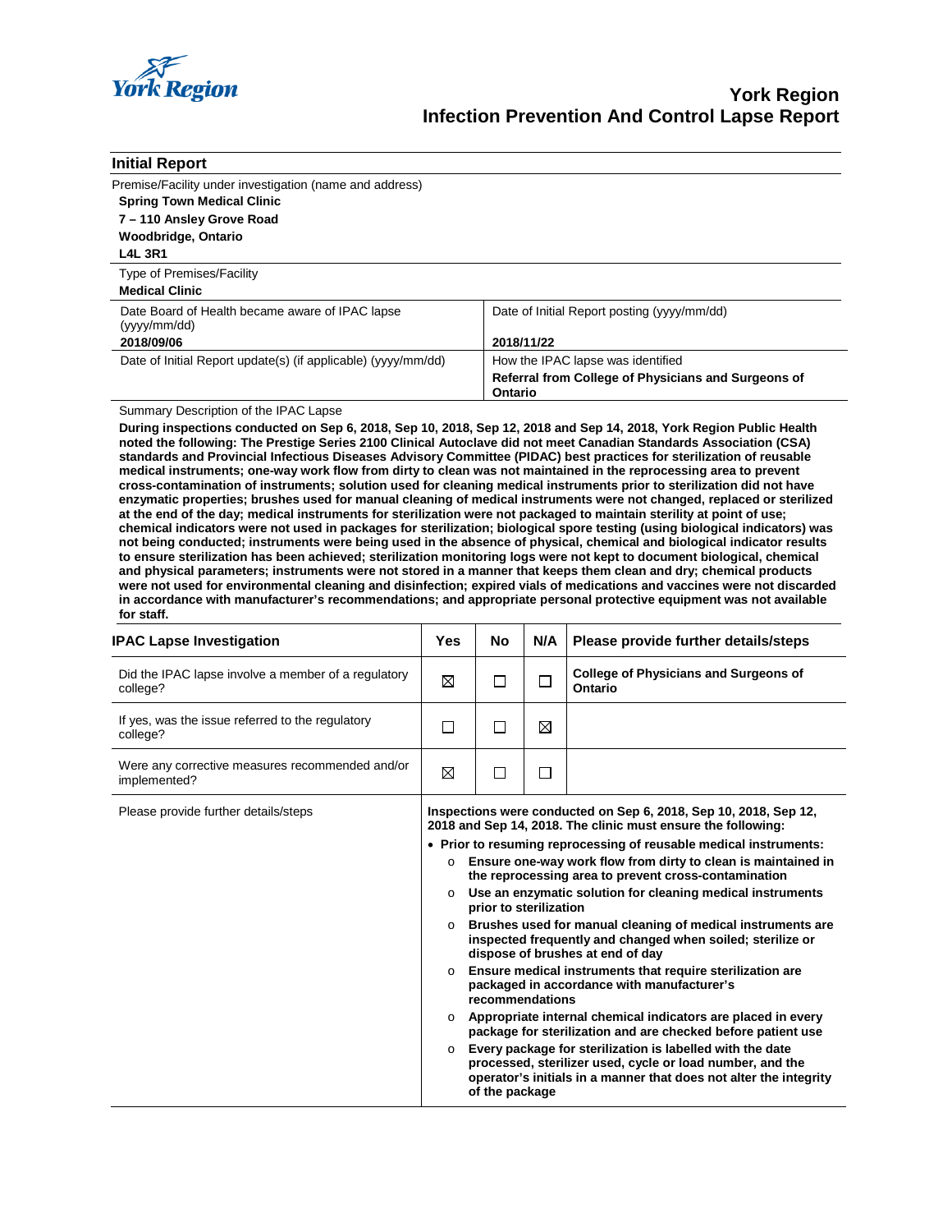# York Region
# Infection Prevention And Control Lapse Report

## Initial Report

Premise/Facility under investigation (name and address)

**Spring Town Medical Clinic**
**7 – 110 Ansley Grove Road**
**Woodbridge, Ontario**
**L4L 3R1**

Type of Premises/Facility

**Medical Clinic**

| Date Board of Health became aware of IPAC lapse (yyyy/mm/dd) | Date of Initial Report posting (yyyy/mm/dd) |
|---|---|
| **2018/09/06** | **2018/11/22** |
| Date of Initial Report update(s) (if applicable) (yyyy/mm/dd) | How the IPAC lapse was identified<br>**Referral from College of Physicians and Surgeons of Ontario** |

Summary Description of the IPAC Lapse

**During inspections conducted on Sep 6, 2018, Sep 10, 2018, Sep 12, 2018 and Sep 14, 2018, York Region Public Health noted the following: The Prestige Series 2100 Clinical Autoclave did not meet Canadian Standards Association (CSA) standards and Provincial Infectious Diseases Advisory Committee (PIDAC) best practices for sterilization of reusable medical instruments; one-way work flow from dirty to clean was not maintained in the reprocessing area to prevent cross-contamination of instruments; solution used for cleaning medical instruments prior to sterilization did not have enzymatic properties; brushes used for manual cleaning of medical instruments were not changed, replaced or sterilized at the end of the day; medical instruments for sterilization were not packaged to maintain sterility at point of use; chemical indicators were not used in packages for sterilization; biological spore testing (using biological indicators) was not being conducted; instruments were being used in the absence of physical, chemical and biological indicator results to ensure sterilization has been achieved; sterilization monitoring logs were not kept to document biological, chemical and physical parameters; instruments were not stored in a manner that keeps them clean and dry; chemical products were not used for environmental cleaning and disinfection; expired vials of medications and vaccines were not discarded in accordance with manufacturer's recommendations; and appropriate personal protective equipment was not available for staff.**

| IPAC Lapse Investigation | Yes | No | N/A | Please provide further details/steps |
|---|---|---|---|---|
| Did the IPAC lapse involve a member of a regulatory college? | ☒ | ☐ | ☐ | **College of Physicians and Surgeons of Ontario** |
| If yes, was the issue referred to the regulatory college? | ☐ | ☐ | ☒ | |
| Were any corrective measures recommended and/or implemented? | ☒ | ☐ | ☐ | |

Please provide further details/steps

**Inspections were conducted on Sep 6, 2018, Sep 10, 2018, Sep 12, 2018 and Sep 14, 2018. The clinic must ensure the following:**

- **Prior to resuming reprocessing of reusable medical instruments:**
  - **Ensure one-way work flow from dirty to clean is maintained in the reprocessing area to prevent cross-contamination**
  - **Use an enzymatic solution for cleaning medical instruments prior to sterilization**
  - **Brushes used for manual cleaning of medical instruments are inspected frequently and changed when soiled; sterilize or dispose of brushes at end of day**
  - **Ensure medical instruments that require sterilization are packaged in accordance with manufacturer's recommendations**
  - **Appropriate internal chemical indicators are placed in every package for sterilization and are checked before patient use**
  - **Every package for sterilization is labelled with the date processed, sterilizer used, cycle or load number, and the operator's initials in a manner that does not alter the integrity of the package**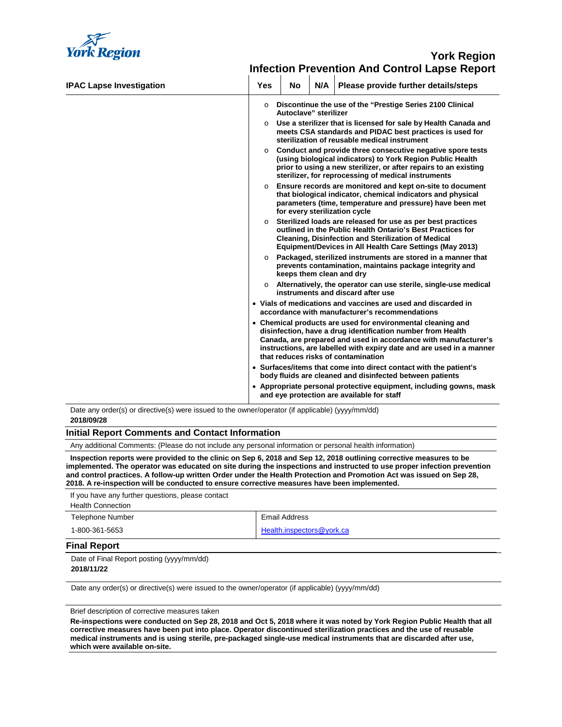# York Region Infection Prevention And Control Lapse Report

| IPAC Lapse Investigation | Yes | No | N/A | Please provide further details/steps |
|---|---|---|---|---|
| | | | | ○ **Discontinue the use of the "Prestige Series 2100 Clinical Autoclave" sterilizer**<br>○ **Use a sterilizer that is licensed for sale by Health Canada and meets CSA standards and PIDAC best practices is used for sterilization of reusable medical instrument**<br>○ **Conduct and provide three consecutive negative spore tests (using biological indicators) to York Region Public Health prior to using a new sterilizer, or after repairs to an existing sterilizer, for reprocessing of medical instruments**<br>○ **Ensure records are monitored and kept on-site to document that biological indicator, chemical indicators and physical parameters (time, temperature and pressure) have been met for every sterilization cycle**<br>○ **Sterilized loads are released for use as per best practices outlined in the Public Health Ontario's Best Practices for Cleaning, Disinfection and Sterilization of Medical Equipment/Devices in All Health Care Settings (May 2013)**<br>○ **Packaged, sterilized instruments are stored in a manner that prevents contamination, maintains package integrity and keeps them clean and dry**<br>○ **Alternatively, the operator can use sterile, single-use medical instruments and discard after use**<br>• **Vials of medications and vaccines are used and discarded in accordance with manufacturer's recommendations**<br>• **Chemical products are used for environmental cleaning and disinfection, have a drug identification number from Health Canada, are prepared and used in accordance with manufacturer's instructions, are labelled with expiry date and are used in a manner that reduces risks of contamination**<br>• **Surfaces/items that come into direct contact with the patient's body fluids are cleaned and disinfected between patients**<br>• **Appropriate personal protective equipment, including gowns, mask and eye protection are available for staff** |

Date any order(s) or directive(s) were issued to the owner/operator (if applicable) (yyyy/mm/dd)
**2018/09/28**

## Initial Report Comments and Contact Information

Any additional Comments: (Please do not include any personal information or personal health information)

**Inspection reports were provided to the clinic on Sep 6, 2018 and Sep 12, 2018 outlining corrective measures to be implemented. The operator was educated on site during the inspections and instructed to use proper infection prevention and control practices. A follow-up written Order under the Health Protection and Promotion Act was issued on Sep 28, 2018. A re-inspection will be conducted to ensure corrective measures have been implemented.**

If you have any further questions, please contact
Health Connection

| Telephone Number | Email Address |
|---|---|
| 1-800-361-5653 | Health.inspectors@york.ca |

## Final Report

Date of Final Report posting (yyyy/mm/dd)
**2018/11/22**

Date any order(s) or directive(s) were issued to the owner/operator (if applicable) (yyyy/mm/dd)

Brief description of corrective measures taken

**Re-inspections were conducted on Sep 28, 2018 and Oct 5, 2018 where it was noted by York Region Public Health that all corrective measures have been put into place. Operator discontinued sterilization practices and the use of reusable medical instruments and is using sterile, pre-packaged single-use medical instruments that are discarded after use, which were available on-site.**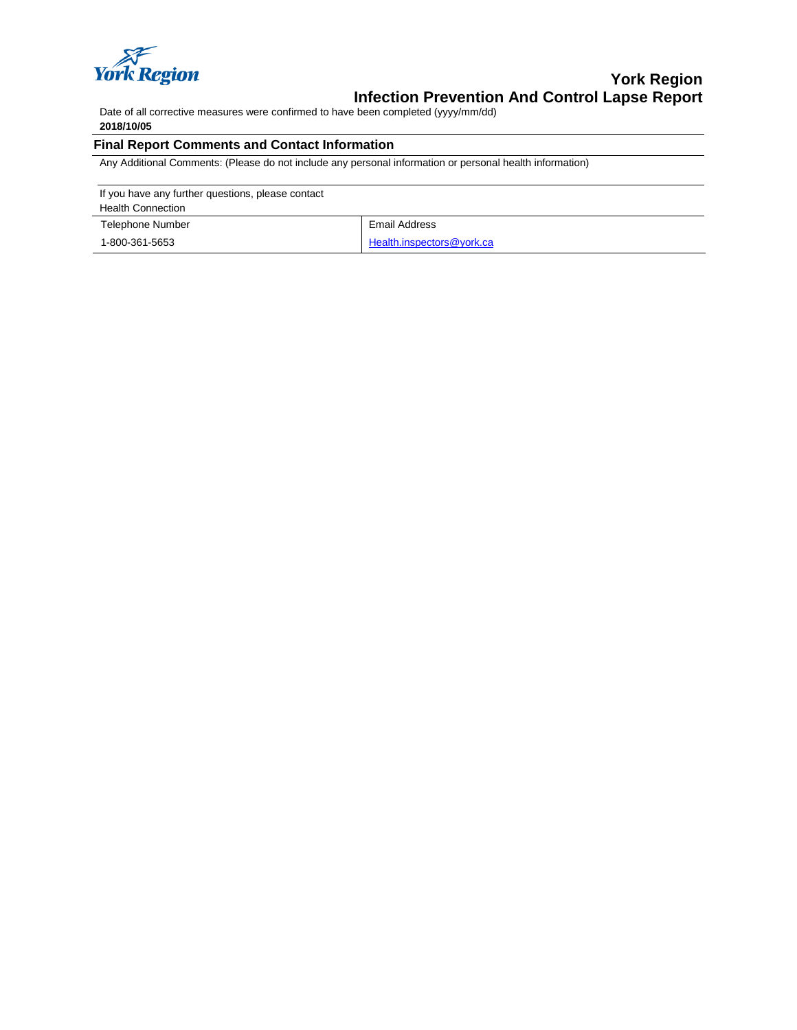# York Region
# Infection Prevention And Control Lapse Report

Date of all corrective measures were confirmed to have been completed (yyyy/mm/dd)

**2018/10/05**

## Final Report Comments and Contact Information

Any Additional Comments: (Please do not include any personal information or personal health information)

If you have any further questions, please contact

Health Connection

| Telephone Number | Email Address |
|---|---|
| 1-800-361-5653 | Health.inspectors@york.ca |